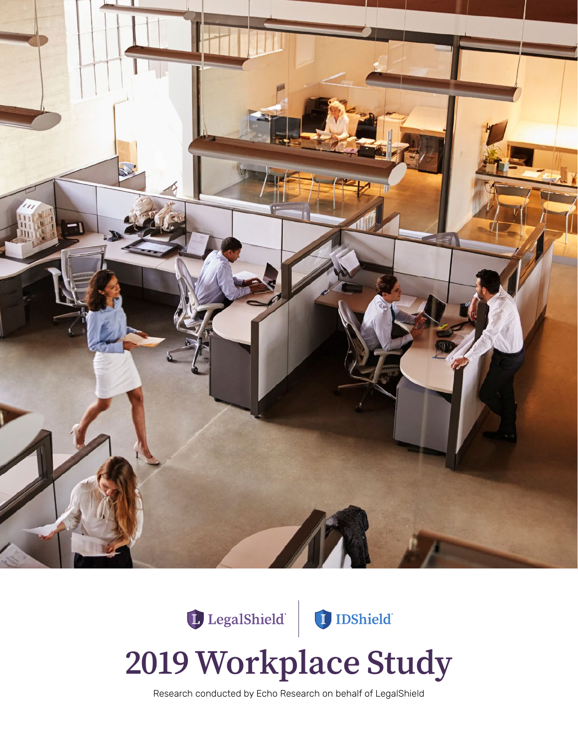LegalShield | IDShield

# 2019 Workplace Study

Research conducted by Echo Research on behalf of LegalShield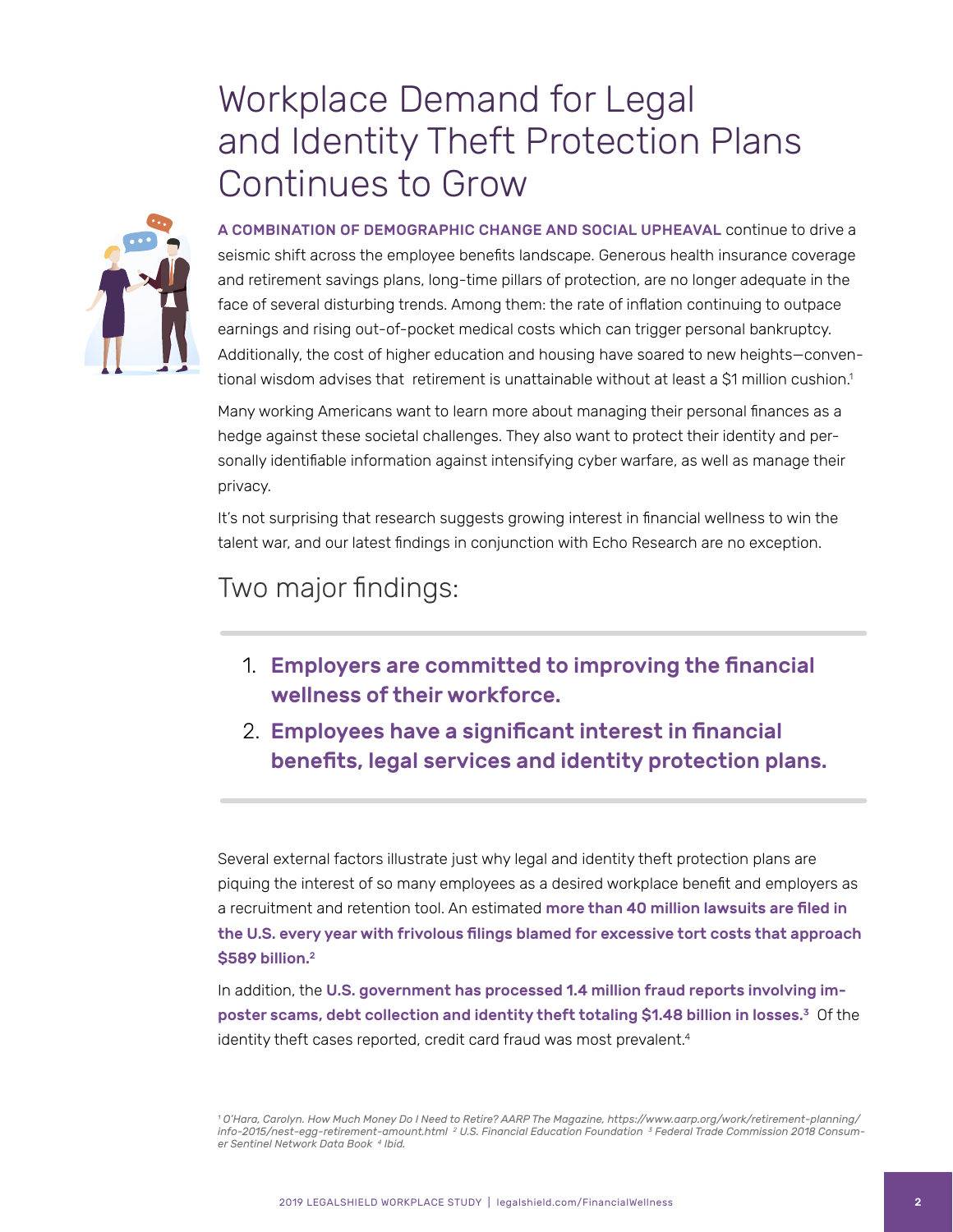# Workplace Demand for Legal and Identity Theft Protection Plans Continues to Grow

**A COMBINATION OF DEMOGRAPHIC CHANGE AND SOCIAL UPHEAVAL** continue to drive a seismic shift across the employee benefits landscape. Generous health insurance coverage and retirement savings plans, long-time pillars of protection, are no longer adequate in the face of several disturbing trends. Among them: the rate of inflation continuing to outpace earnings and rising out-of-pocket medical costs which can trigger personal bankruptcy. Additionally, the cost of higher education and housing have soared to new heights—conventional wisdom advises that retirement is unattainable without at least a $1 million cushion.[1]

Many working Americans want to learn more about managing their personal finances as a hedge against these societal challenges. They also want to protect their identity and personally identifiable information against intensifying cyber warfare, as well as manage their privacy.

It's not surprising that research suggests growing interest in financial wellness to win the talent war, and our latest findings in conjunction with Echo Research are no exception.

## Two major findings:

1. **Employers are committed to improving the financial wellness of their workforce.**
2. **Employees have a significant interest in financial benefits, legal services and identity protection plans.**

Several external factors illustrate just why legal and identity theft protection plans are piquing the interest of so many employees as a desired workplace benefit and employers as a recruitment and retention tool. An estimated **more than 40 million lawsuits are filed in the U.S. every year with frivolous filings blamed for excessive tort costs that approach $589 billion.**[2]

In addition, the **U.S. government has processed 1.4 million fraud reports involving imposter scams, debt collection and identity theft totaling $1.48 billion in losses.**[3] Of the identity theft cases reported, credit card fraud was most prevalent.[4]

*[1] O'Hara, Carolyn. How Much Money Do I Need to Retire? AARP The Magazine, https://www.aarp.org/work/retirement-planning/info-2015/nest-egg-retirement-amount.html [2] U.S. Financial Education Foundation [3] Federal Trade Commission 2018 Consumer Sentinel Network Data Book [4] Ibid.*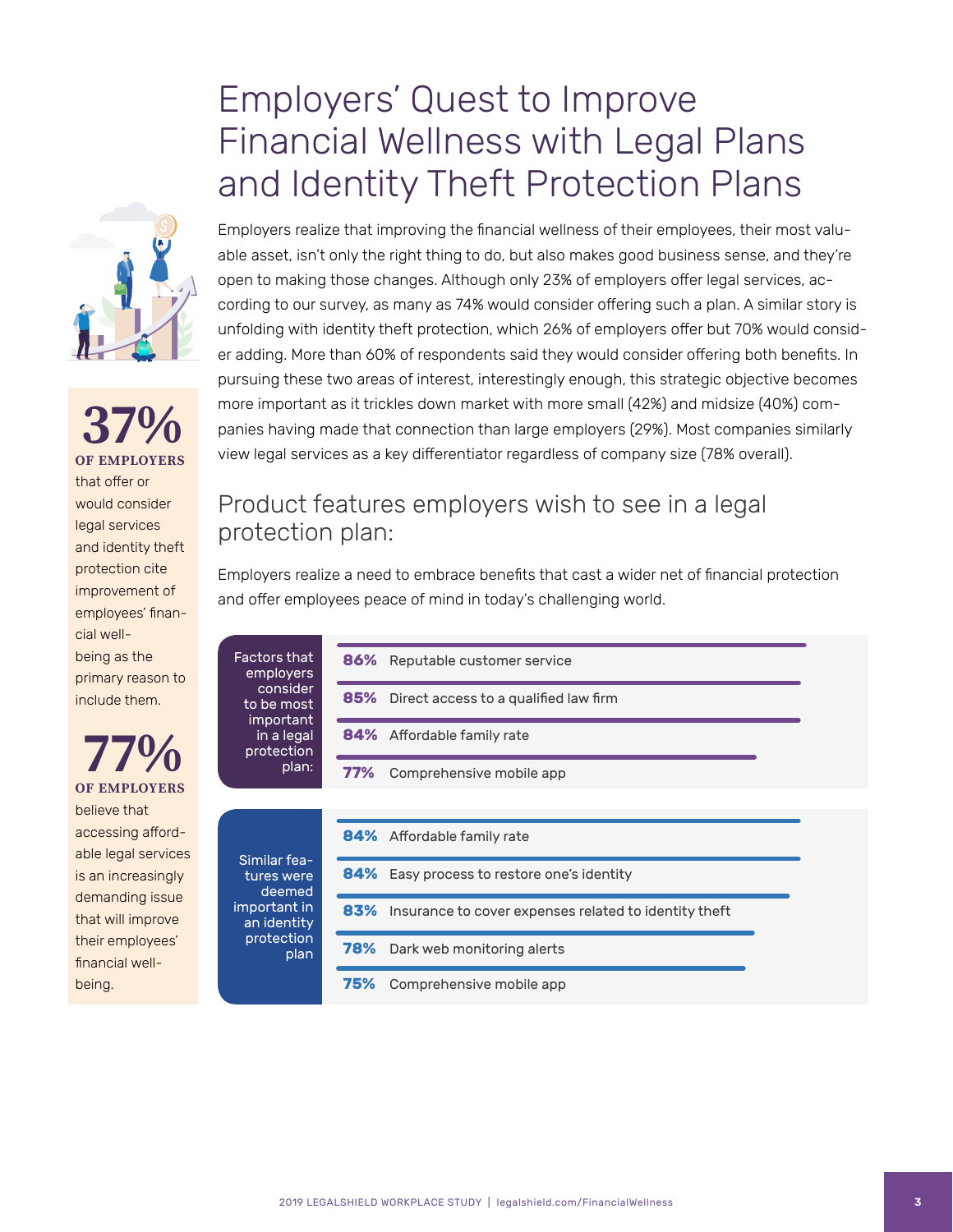# Employers' Quest to Improve Financial Wellness with Legal Plans and Identity Theft Protection Plans

Employers realize that improving the financial wellness of their employees, their most valuable asset, isn't only the right thing to do, but also makes good business sense, and they're open to making those changes. Although only 23% of employers offer legal services, according to our survey, as many as 74% would consider offering such a plan. A similar story is unfolding with identity theft protection, which 26% of employers offer but 70% would consider adding. More than 60% of respondents said they would consider offering both benefits. In pursuing these two areas of interest, interestingly enough, this strategic objective becomes more important as it trickles down market with more small (42%) and midsize (40%) companies having made that connection than large employers (29%). Most companies similarly view legal services as a key differentiator regardless of company size (78% overall).

**37% OF EMPLOYERS** that offer or would consider legal services and identity theft protection cite improvement of employees' financial well-being as the primary reason to include them.

**77% OF EMPLOYERS** believe that accessing affordable legal services is an increasingly demanding issue that will improve their employees' financial well-being.

## Product features employers wish to see in a legal protection plan:

Employers realize a need to embrace benefits that cast a wider net of financial protection and offer employees peace of mind in today's challenging world.

**Factors that employers consider to be most important in a legal protection plan:**

| % | Feature |
|---|---|
| 86% | Reputable customer service |
| 85% | Direct access to a qualified law firm |
| 84% | Affordable family rate |
| 77% | Comprehensive mobile app |

**Similar features were deemed important in an identity protection plan**

| % | Feature |
|---|---|
| 84% | Affordable family rate |
| 84% | Easy process to restore one's identity |
| 83% | Insurance to cover expenses related to identity theft |
| 78% | Dark web monitoring alerts |
| 75% | Comprehensive mobile app |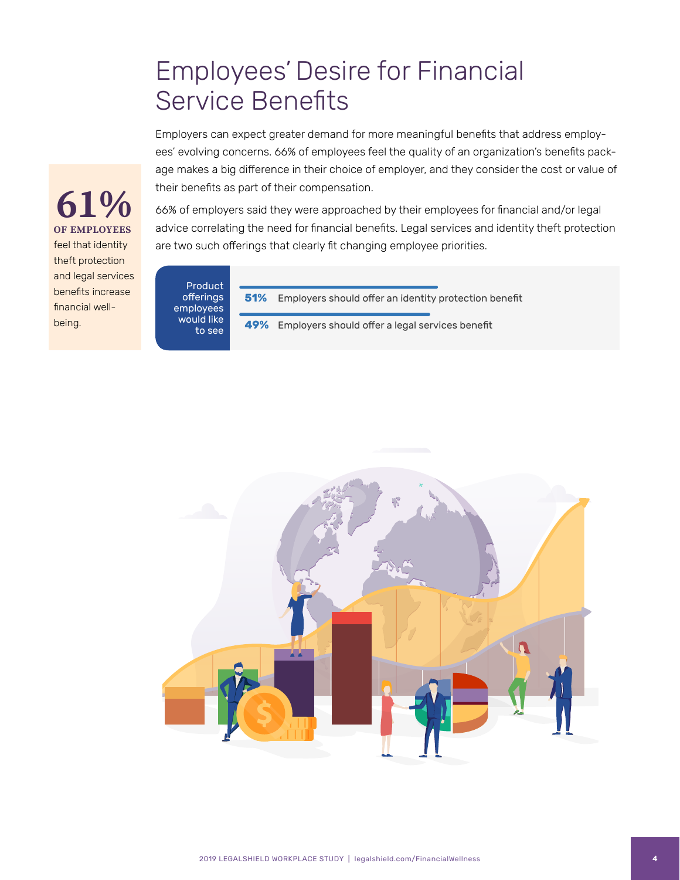# Employees' Desire for Financial Service Benefits

Employers can expect greater demand for more meaningful benefits that address employees' evolving concerns. 66% of employees feel the quality of an organization's benefits package makes a big difference in their choice of employer, and they consider the cost or value of their benefits as part of their compensation.

66% of employers said they were approached by their employees for financial and/or legal advice correlating the need for financial benefits. Legal services and identity theft protection are two such offerings that clearly fit changing employee priorities.

**61% OF EMPLOYEES** feel that identity theft protection and legal services benefits increase financial well-being.

**Product offerings employees would like to see**

- **51%** Employers should offer an identity protection benefit
- **49%** Employers should offer a legal services benefit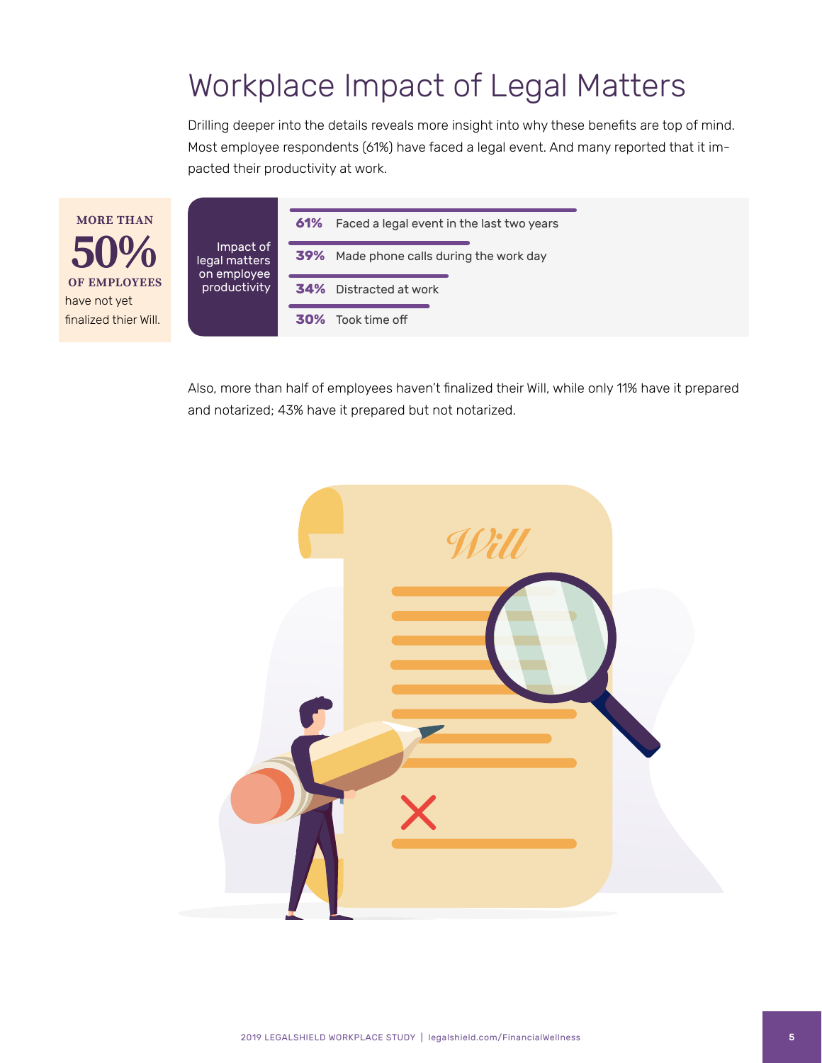# Workplace Impact of Legal Matters

Drilling deeper into the details reveals more insight into why these benefits are top of mind. Most employee respondents (61%) have faced a legal event. And many reported that it impacted their productivity at work.

**MORE THAN 50% OF EMPLOYEES** have not yet finalized thier Will.

**Impact of legal matters on employee productivity**

- **61%** Faced a legal event in the last two years
- **39%** Made phone calls during the work day
- **34%** Distracted at work
- **30%** Took time off

Also, more than half of employees haven't finalized their Will, while only 11% have it prepared and notarized; 43% have it prepared but not notarized.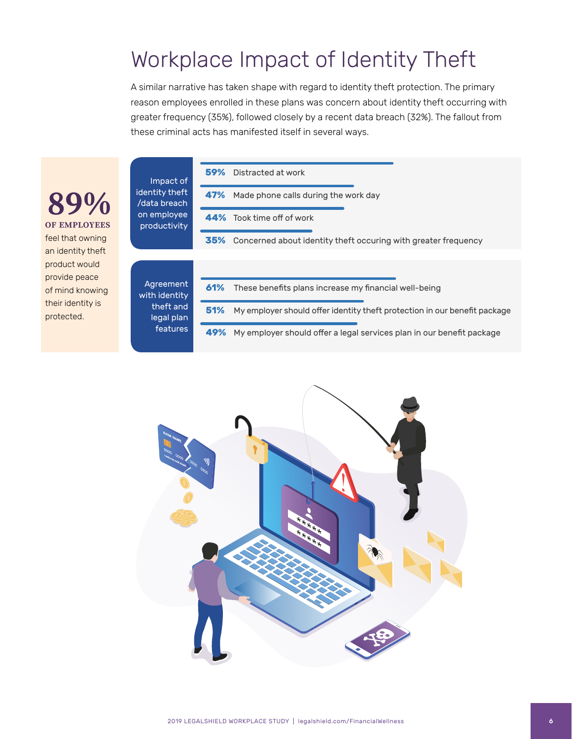# Workplace Impact of Identity Theft

A similar narrative has taken shape with regard to identity theft protection. The primary reason employees enrolled in these plans was concern about identity theft occurring with greater frequency (35%), followed closely by a recent data breach (32%). The fallout from these criminal acts has manifested itself in several ways.

**89%**
**OF EMPLOYEES**
feel that owning an identity theft product would provide peace of mind knowing their identity is protected.

**Impact of identity theft /data breach on employee productivity**

- **59%** Distracted at work
- **47%** Made phone calls during the work day
- **44%** Took time off of work
- **35%** Concerned about identity theft occuring with greater frequency

**Agreement with identity theft and legal plan features**

- **61%** These benefits plans increase my financial well-being
- **51%** My employer should offer identity theft protection in our benefit package
- **49%** My employer should offer a legal services plan in our benefit package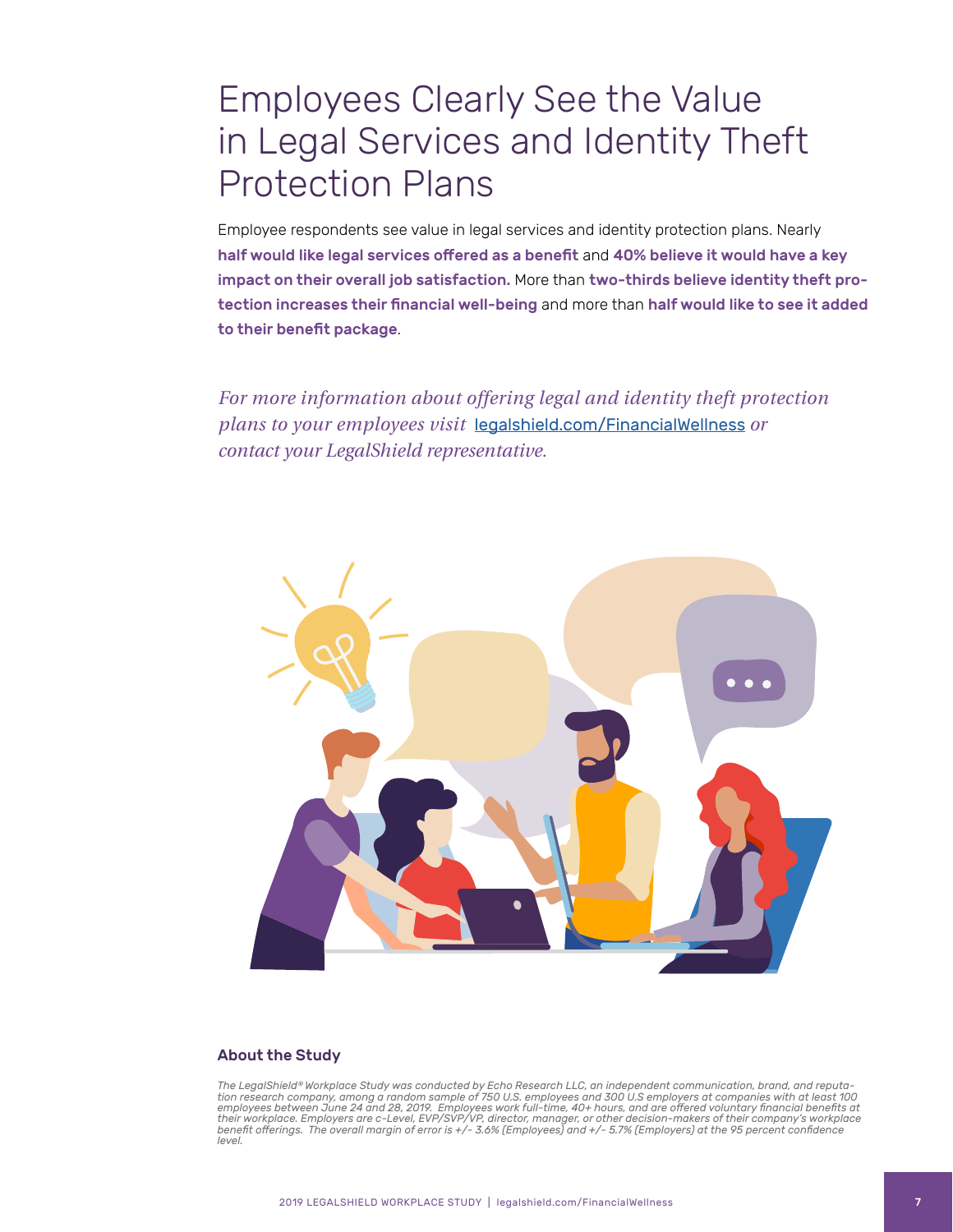# Employees Clearly See the Value in Legal Services and Identity Theft Protection Plans

Employee respondents see value in legal services and identity protection plans. Nearly **half would like legal services offered as a benefit** and **40% believe it would have a key impact on their overall job satisfaction.** More than **two-thirds believe identity theft protection increases their financial well-being** and more than **half would like to see it added to their benefit package**.

*For more information about offering legal and identity theft protection plans to your employees visit* legalshield.com/FinancialWellness *or contact your LegalShield representative.*

### About the Study

*The LegalShield® Workplace Study was conducted by Echo Research LLC, an independent communication, brand, and reputation research company, among a random sample of 750 U.S. employees and 300 U.S employers at companies with at least 100 employees between June 24 and 28, 2019. Employees work full-time, 40+ hours, and are offered voluntary financial benefits at their workplace. Employers are c-Level, EVP/SVP/VP, director, manager, or other decision-makers of their company's workplace benefit offerings. The overall margin of error is +/- 3.6% (Employees) and +/- 5.7% (Employers) at the 95 percent confidence level.*